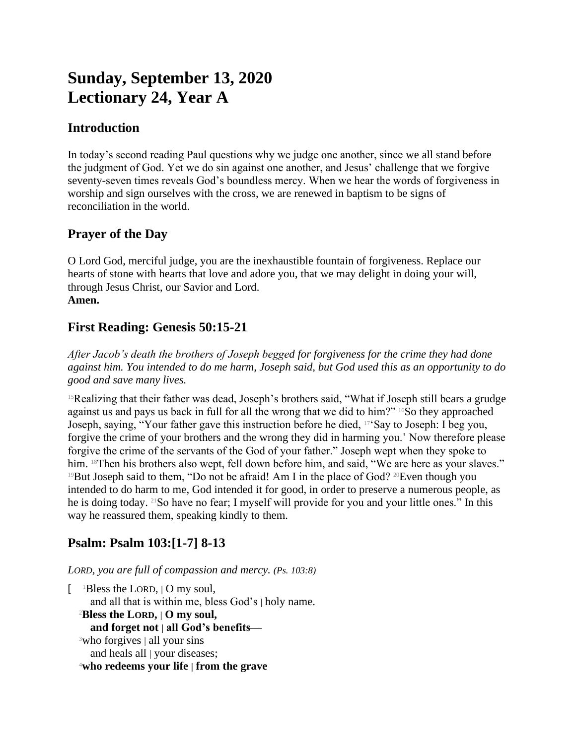# Sunday, September 13, 2020
# Lectionary 24, Year A

## Introduction

In today's second reading Paul questions why we judge one another, since we all stand before the judgment of God. Yet we do sin against one another, and Jesus' challenge that we forgive seventy-seven times reveals God's boundless mercy. When we hear the words of forgiveness in worship and sign ourselves with the cross, we are renewed in baptism to be signs of reconciliation in the world.

## Prayer of the Day

O Lord God, merciful judge, you are the inexhaustible fountain of forgiveness. Replace our hearts of stone with hearts that love and adore you, that we may delight in doing your will, through Jesus Christ, our Savior and Lord.
**Amen.**

## First Reading: Genesis 50:15-21

*After Jacob's death the brothers of Joseph begged for forgiveness for the crime they had done against him. You intended to do me harm, Joseph said, but God used this as an opportunity to do good and save many lives.*

[15]Realizing that their father was dead, Joseph's brothers said, "What if Joseph still bears a grudge against us and pays us back in full for all the wrong that we did to him?" [16]So they approached Joseph, saying, "Your father gave this instruction before he died, [17]'Say to Joseph: I beg you, forgive the crime of your brothers and the wrong they did in harming you.' Now therefore please forgive the crime of the servants of the God of your father." Joseph wept when they spoke to him. [18]Then his brothers also wept, fell down before him, and said, "We are here as your slaves." [19]But Joseph said to them, "Do not be afraid! Am I in the place of God? [20]Even though you intended to do harm to me, God intended it for good, in order to preserve a numerous people, as he is doing today. [21]So have no fear; I myself will provide for you and your little ones." In this way he reassured them, speaking kindly to them.

## Psalm: Psalm 103:[1-7] 8-13

*LORD, you are full of compassion and mercy. (Ps. 103:8)*

[ [1]Bless the LORD, | O my soul,
and all that is within me, bless God's | holy name.
[2]**Bless the LORD, | O my soul,**
**and forget not | all God's benefits—**
[3]who forgives | all your sins
and heals all | your diseases;
[4]**who redeems your life | from the grave**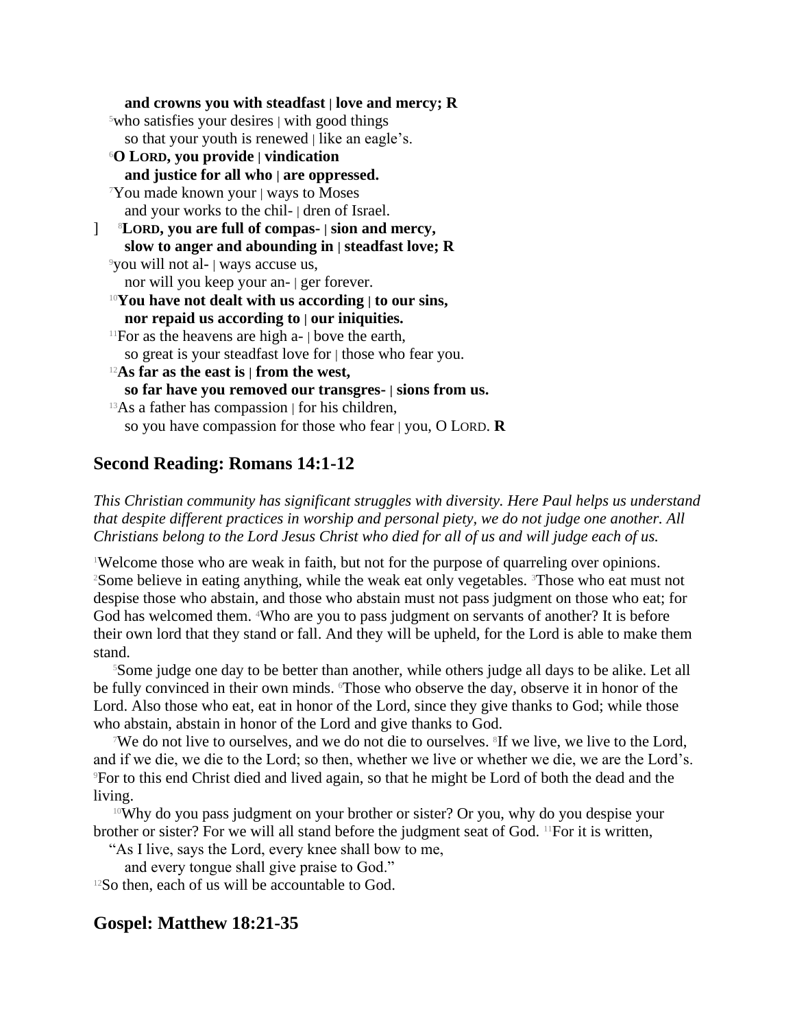**and crowns you with steadfast | love and mercy; R**
[5]who satisfies your desires | with good things
so that your youth is renewed | like an eagle's.
[6]**O LORD, you provide | vindication**
**and justice for all who | are oppressed.**
[7]You made known your | ways to Moses
and your works to the chil- | dren of Israel.
] [8]**LORD, you are full of compas- | sion and mercy,**
**slow to anger and abounding in | steadfast love; R**
[9]you will not al- | ways accuse us,
nor will you keep your an- | ger forever.
[10]**You have not dealt with us according | to our sins,**
**nor repaid us according to | our iniquities.**
[11]For as the heavens are high a- | bove the earth,
so great is your steadfast love for | those who fear you.
[12]**As far as the east is | from the west,**
**so far have you removed our transgres- | sions from us.**
[13]As a father has compassion | for his children,
so you have compassion for those who fear | you, O LORD. **R**

## Second Reading: Romans 14:1-12

*This Christian community has significant struggles with diversity. Here Paul helps us understand that despite different practices in worship and personal piety, we do not judge one another. All Christians belong to the Lord Jesus Christ who died for all of us and will judge each of us.*

[1]Welcome those who are weak in faith, but not for the purpose of quarreling over opinions. [2]Some believe in eating anything, while the weak eat only vegetables. [3]Those who eat must not despise those who abstain, and those who abstain must not pass judgment on those who eat; for God has welcomed them. [4]Who are you to pass judgment on servants of another? It is before their own lord that they stand or fall. And they will be upheld, for the Lord is able to make them stand.

[5]Some judge one day to be better than another, while others judge all days to be alike. Let all be fully convinced in their own minds. [6]Those who observe the day, observe it in honor of the Lord. Also those who eat, eat in honor of the Lord, since they give thanks to God; while those who abstain, abstain in honor of the Lord and give thanks to God.

[7]We do not live to ourselves, and we do not die to ourselves. [8]If we live, we live to the Lord, and if we die, we die to the Lord; so then, whether we live or whether we die, we are the Lord's. [9]For to this end Christ died and lived again, so that he might be Lord of both the dead and the living.

[10]Why do you pass judgment on your brother or sister? Or you, why do you despise your brother or sister? For we will all stand before the judgment seat of God. [11]For it is written,
"As I live, says the Lord, every knee shall bow to me,
and every tongue shall give praise to God."
[12]So then, each of us will be accountable to God.

## Gospel: Matthew 18:21-35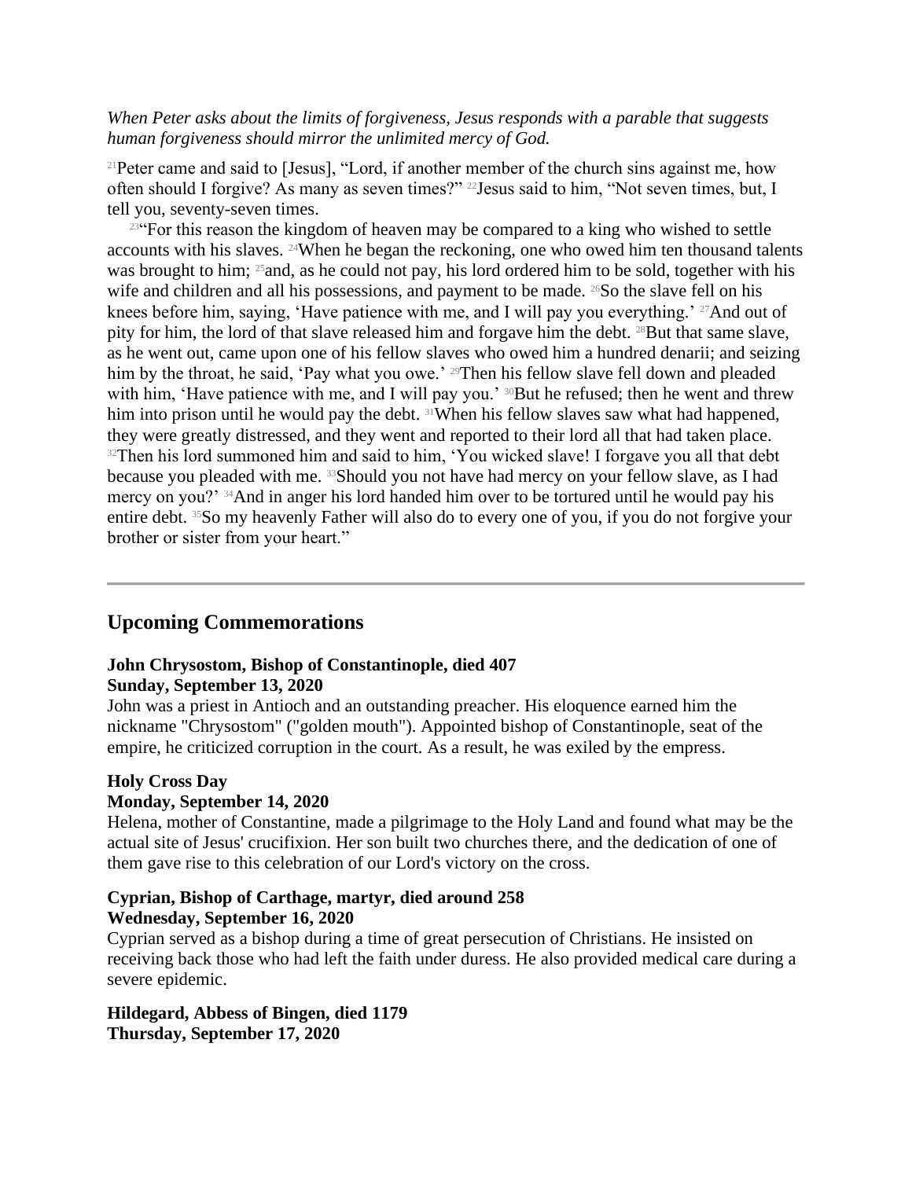*When Peter asks about the limits of forgiveness, Jesus responds with a parable that suggests human forgiveness should mirror the unlimited mercy of God.*

[21]Peter came and said to [Jesus], "Lord, if another member of the church sins against me, how often should I forgive? As many as seven times?" [22]Jesus said to him, "Not seven times, but, I tell you, seventy-seven times.

[23]"For this reason the kingdom of heaven may be compared to a king who wished to settle accounts with his slaves. [24]When he began the reckoning, one who owed him ten thousand talents was brought to him; [25]and, as he could not pay, his lord ordered him to be sold, together with his wife and children and all his possessions, and payment to be made. [26]So the slave fell on his knees before him, saying, 'Have patience with me, and I will pay you everything.' [27]And out of pity for him, the lord of that slave released him and forgave him the debt. [28]But that same slave, as he went out, came upon one of his fellow slaves who owed him a hundred denarii; and seizing him by the throat, he said, 'Pay what you owe.' [29]Then his fellow slave fell down and pleaded with him, 'Have patience with me, and I will pay you.' [30]But he refused; then he went and threw him into prison until he would pay the debt. [31]When his fellow slaves saw what had happened, they were greatly distressed, and they went and reported to their lord all that had taken place. [32]Then his lord summoned him and said to him, 'You wicked slave! I forgave you all that debt because you pleaded with me. [33]Should you not have had mercy on your fellow slave, as I had mercy on you?' [34]And in anger his lord handed him over to be tortured until he would pay his entire debt. [35]So my heavenly Father will also do to every one of you, if you do not forgive your brother or sister from your heart."

---

## Upcoming Commemorations

**John Chrysostom, Bishop of Constantinople, died 407**
**Sunday, September 13, 2020**
John was a priest in Antioch and an outstanding preacher. His eloquence earned him the nickname "Chrysostom" ("golden mouth"). Appointed bishop of Constantinople, seat of the empire, he criticized corruption in the court. As a result, he was exiled by the empress.

**Holy Cross Day**
**Monday, September 14, 2020**
Helena, mother of Constantine, made a pilgrimage to the Holy Land and found what may be the actual site of Jesus' crucifixion. Her son built two churches there, and the dedication of one of them gave rise to this celebration of our Lord's victory on the cross.

**Cyprian, Bishop of Carthage, martyr, died around 258**
**Wednesday, September 16, 2020**
Cyprian served as a bishop during a time of great persecution of Christians. He insisted on receiving back those who had left the faith under duress. He also provided medical care during a severe epidemic.

**Hildegard, Abbess of Bingen, died 1179**
**Thursday, September 17, 2020**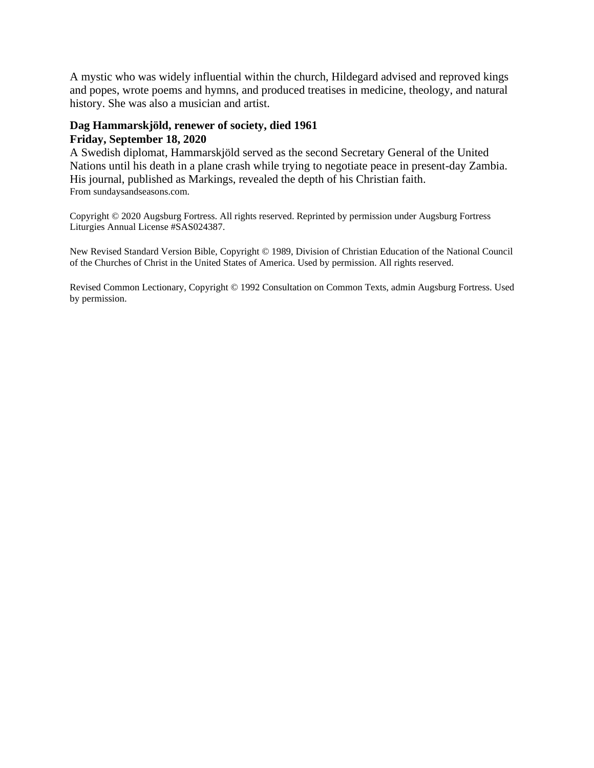A mystic who was widely influential within the church, Hildegard advised and reproved kings and popes, wrote poems and hymns, and produced treatises in medicine, theology, and natural history. She was also a musician and artist.

**Dag Hammarskjöld, renewer of society, died 1961**
**Friday, September 18, 2020**

A Swedish diplomat, Hammarskjöld served as the second Secretary General of the United Nations until his death in a plane crash while trying to negotiate peace in present-day Zambia. His journal, published as Markings, revealed the depth of his Christian faith.

From sundaysandseasons.com.

Copyright © 2020 Augsburg Fortress. All rights reserved. Reprinted by permission under Augsburg Fortress Liturgies Annual License #SAS024387.

New Revised Standard Version Bible, Copyright © 1989, Division of Christian Education of the National Council of the Churches of Christ in the United States of America. Used by permission. All rights reserved.

Revised Common Lectionary, Copyright © 1992 Consultation on Common Texts, admin Augsburg Fortress. Used by permission.